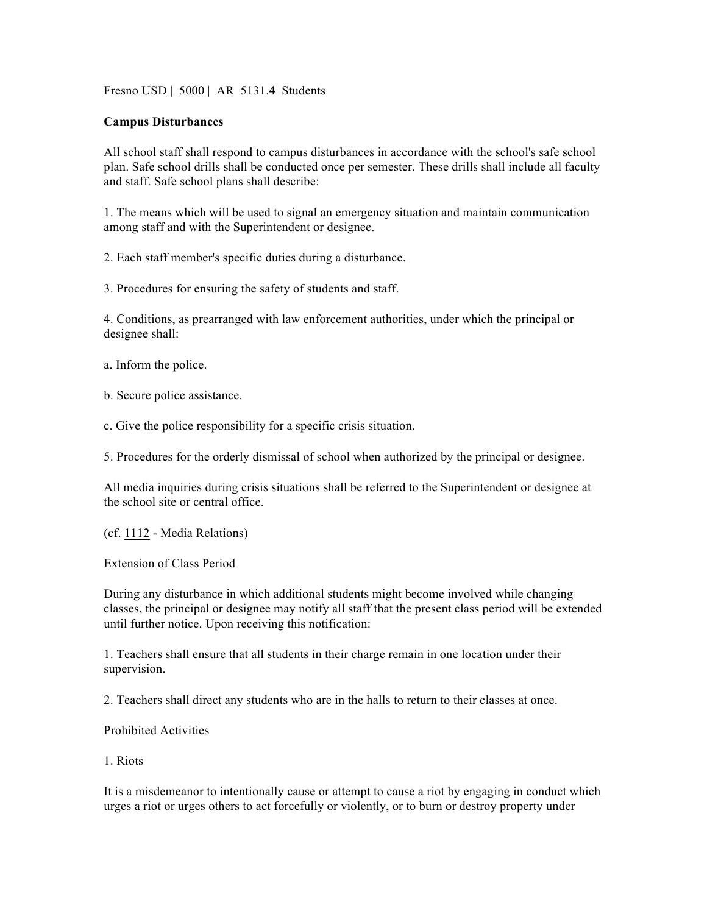Fresno USD | 5000 | AR 5131.4 Students

**Campus Disturbances**

All school staff shall respond to campus disturbances in accordance with the school's safe school plan. Safe school drills shall be conducted once per semester. These drills shall include all faculty and staff. Safe school plans shall describe:

1. The means which will be used to signal an emergency situation and maintain communication among staff and with the Superintendent or designee.

2. Each staff member's specific duties during a disturbance.

3. Procedures for ensuring the safety of students and staff.

4. Conditions, as prearranged with law enforcement authorities, under which the principal or designee shall:

a. Inform the police.

b. Secure police assistance.

c. Give the police responsibility for a specific crisis situation.

5. Procedures for the orderly dismissal of school when authorized by the principal or designee.

All media inquiries during crisis situations shall be referred to the Superintendent or designee at the school site or central office.

(cf. 1112 - Media Relations)

Extension of Class Period

During any disturbance in which additional students might become involved while changing classes, the principal or designee may notify all staff that the present class period will be extended until further notice. Upon receiving this notification:

1. Teachers shall ensure that all students in their charge remain in one location under their supervision.

2. Teachers shall direct any students who are in the halls to return to their classes at once.

Prohibited Activities

1. Riots

It is a misdemeanor to intentionally cause or attempt to cause a riot by engaging in conduct which urges a riot or urges others to act forcefully or violently, or to burn or destroy property under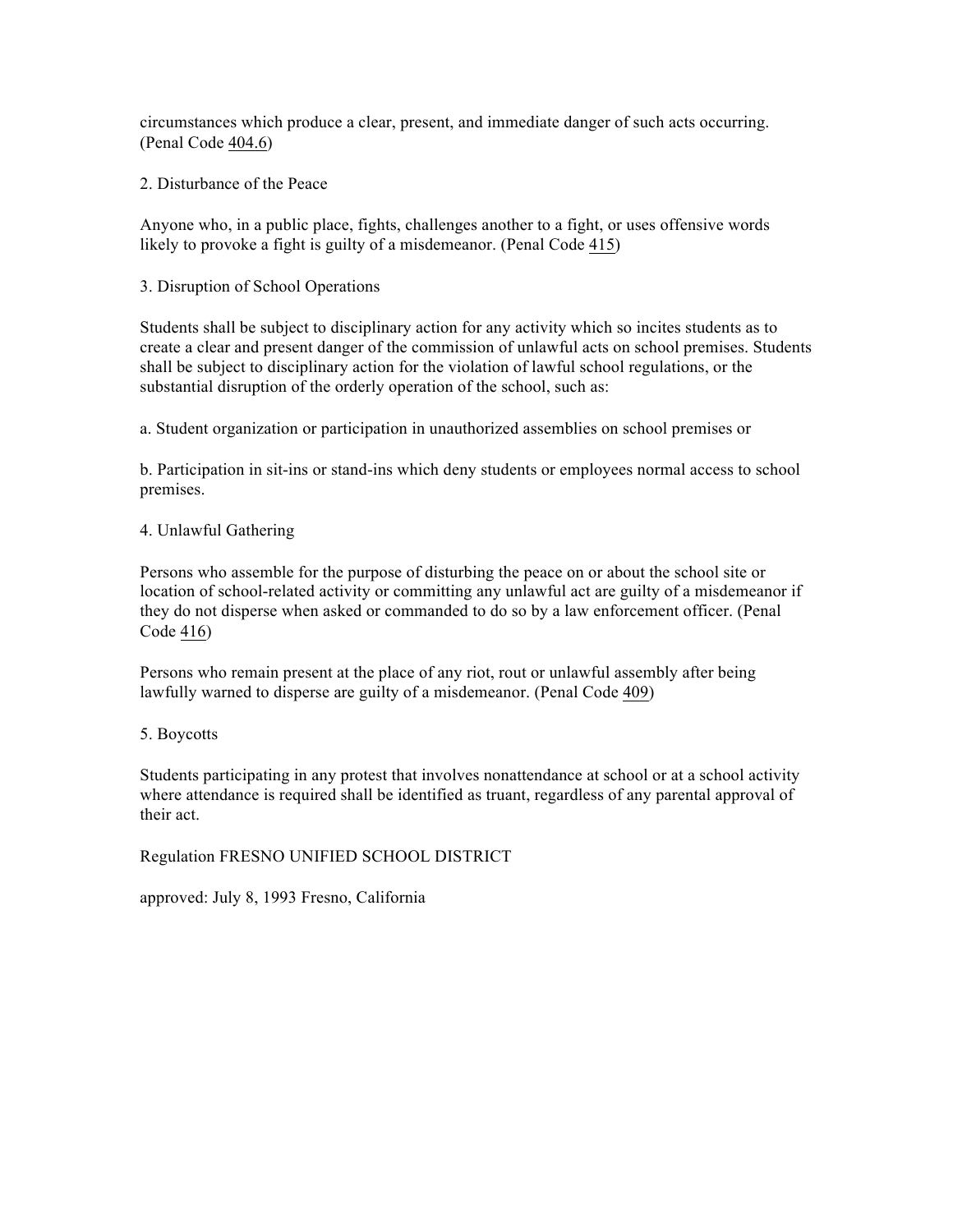circumstances which produce a clear, present, and immediate danger of such acts occurring. (Penal Code 404.6)

2. Disturbance of the Peace

Anyone who, in a public place, fights, challenges another to a fight, or uses offensive words likely to provoke a fight is guilty of a misdemeanor. (Penal Code 415)

3. Disruption of School Operations

Students shall be subject to disciplinary action for any activity which so incites students as to create a clear and present danger of the commission of unlawful acts on school premises. Students shall be subject to disciplinary action for the violation of lawful school regulations, or the substantial disruption of the orderly operation of the school, such as:

a. Student organization or participation in unauthorized assemblies on school premises or

b. Participation in sit-ins or stand-ins which deny students or employees normal access to school premises.

4. Unlawful Gathering

Persons who assemble for the purpose of disturbing the peace on or about the school site or location of school-related activity or committing any unlawful act are guilty of a misdemeanor if they do not disperse when asked or commanded to do so by a law enforcement officer. (Penal Code 416)

Persons who remain present at the place of any riot, rout or unlawful assembly after being lawfully warned to disperse are guilty of a misdemeanor. (Penal Code 409)

5. Boycotts

Students participating in any protest that involves nonattendance at school or at a school activity where attendance is required shall be identified as truant, regardless of any parental approval of their act.

Regulation FRESNO UNIFIED SCHOOL DISTRICT

approved: July 8, 1993 Fresno, California